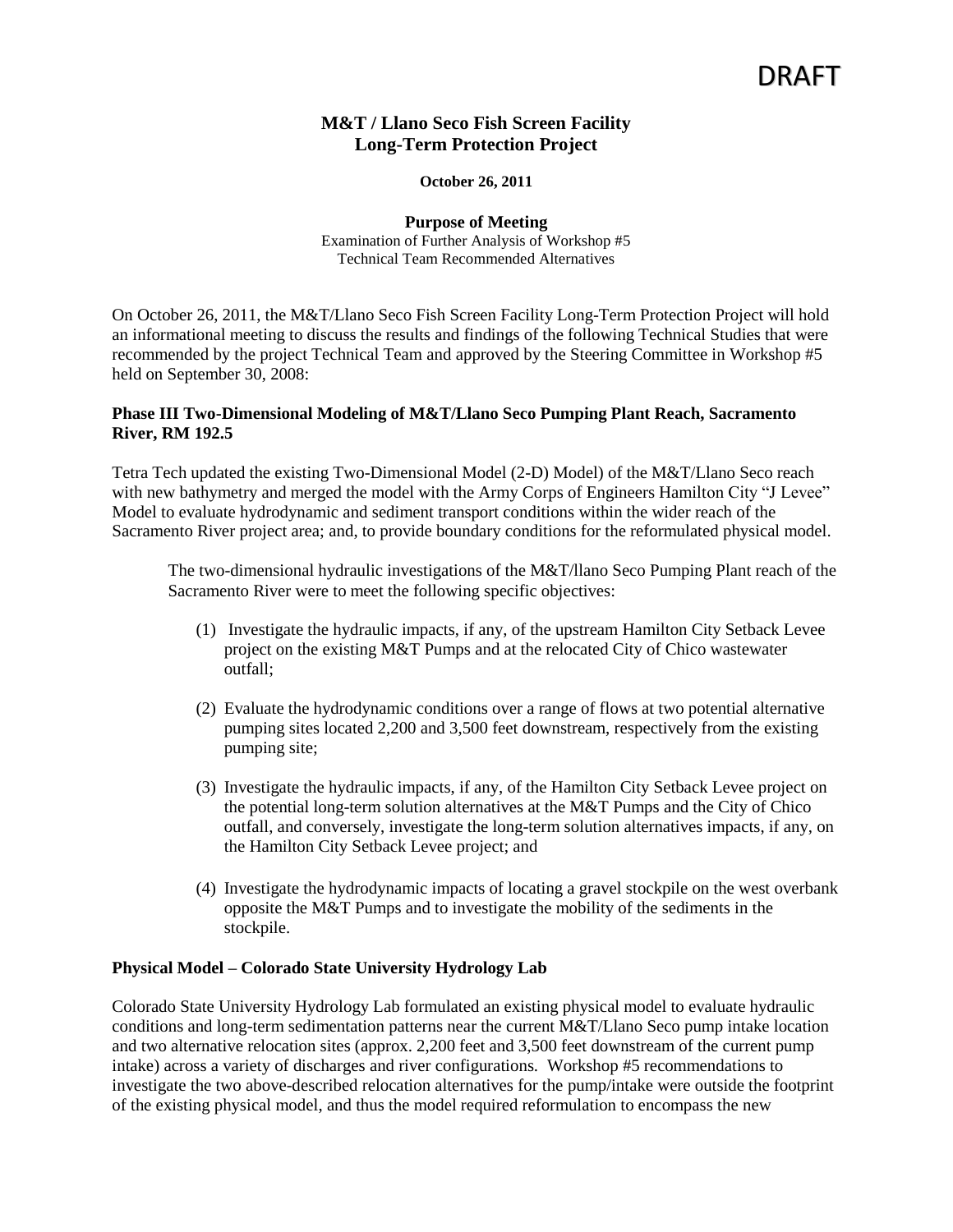DRAFT

## M&T / Llano Seco Fish Screen Facility Long-Term Protection Project

**October 26, 2011**

**Purpose of Meeting**

Examination of Further Analysis of Workshop #5
Technical Team Recommended Alternatives

On October 26, 2011, the M&T/Llano Seco Fish Screen Facility Long-Term Protection Project will hold an informational meeting to discuss the results and findings of the following Technical Studies that were recommended by the project Technical Team and approved by the Steering Committee in Workshop #5 held on September 30, 2008:

### Phase III Two-Dimensional Modeling of M&T/Llano Seco Pumping Plant Reach, Sacramento River, RM 192.5

Tetra Tech updated the existing Two-Dimensional Model (2-D) Model) of the M&T/Llano Seco reach with new bathymetry and merged the model with the Army Corps of Engineers Hamilton City "J Levee" Model to evaluate hydrodynamic and sediment transport conditions within the wider reach of the Sacramento River project area; and, to provide boundary conditions for the reformulated physical model.

The two-dimensional hydraulic investigations of the M&T/llano Seco Pumping Plant reach of the Sacramento River were to meet the following specific objectives:

1. Investigate the hydraulic impacts, if any, of the upstream Hamilton City Setback Levee project on the existing M&T Pumps and at the relocated City of Chico wastewater outfall;
2. Evaluate the hydrodynamic conditions over a range of flows at two potential alternative pumping sites located 2,200 and 3,500 feet downstream, respectively from the existing pumping site;
3. Investigate the hydraulic impacts, if any, of the Hamilton City Setback Levee project on the potential long-term solution alternatives at the M&T Pumps and the City of Chico outfall, and conversely, investigate the long-term solution alternatives impacts, if any, on the Hamilton City Setback Levee project; and
4. Investigate the hydrodynamic impacts of locating a gravel stockpile on the west overbank opposite the M&T Pumps and to investigate the mobility of the sediments in the stockpile.

### Physical Model – Colorado State University Hydrology Lab

Colorado State University Hydrology Lab formulated an existing physical model to evaluate hydraulic conditions and long-term sedimentation patterns near the current M&T/Llano Seco pump intake location and two alternative relocation sites (approx. 2,200 feet and 3,500 feet downstream of the current pump intake) across a variety of discharges and river configurations. Workshop #5 recommendations to investigate the two above-described relocation alternatives for the pump/intake were outside the footprint of the existing physical model, and thus the model required reformulation to encompass the new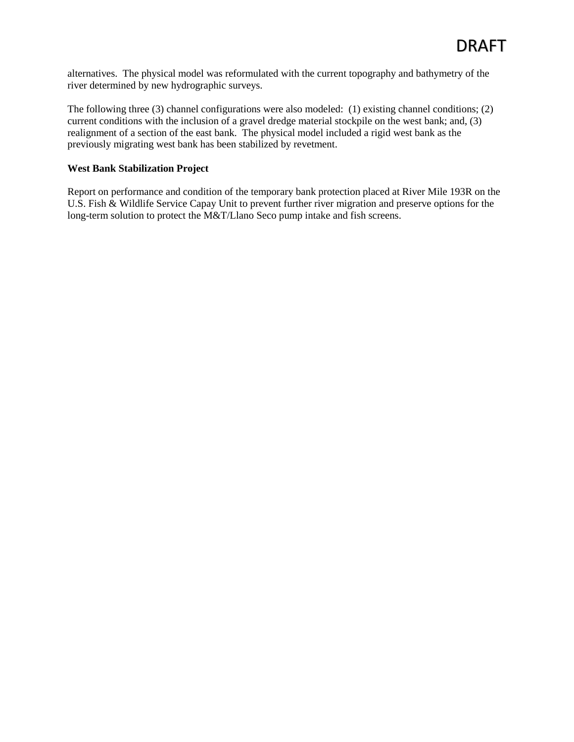alternatives. The physical model was reformulated with the current topography and bathymetry of the river determined by new hydrographic surveys.

The following three (3) channel configurations were also modeled: (1) existing channel conditions; (2) current conditions with the inclusion of a gravel dredge material stockpile on the west bank; and, (3) realignment of a section of the east bank. The physical model included a rigid west bank as the previously migrating west bank has been stabilized by revetment.

**West Bank Stabilization Project**

Report on performance and condition of the temporary bank protection placed at River Mile 193R on the U.S. Fish & Wildlife Service Capay Unit to prevent further river migration and preserve options for the long-term solution to protect the M&T/Llano Seco pump intake and fish screens.